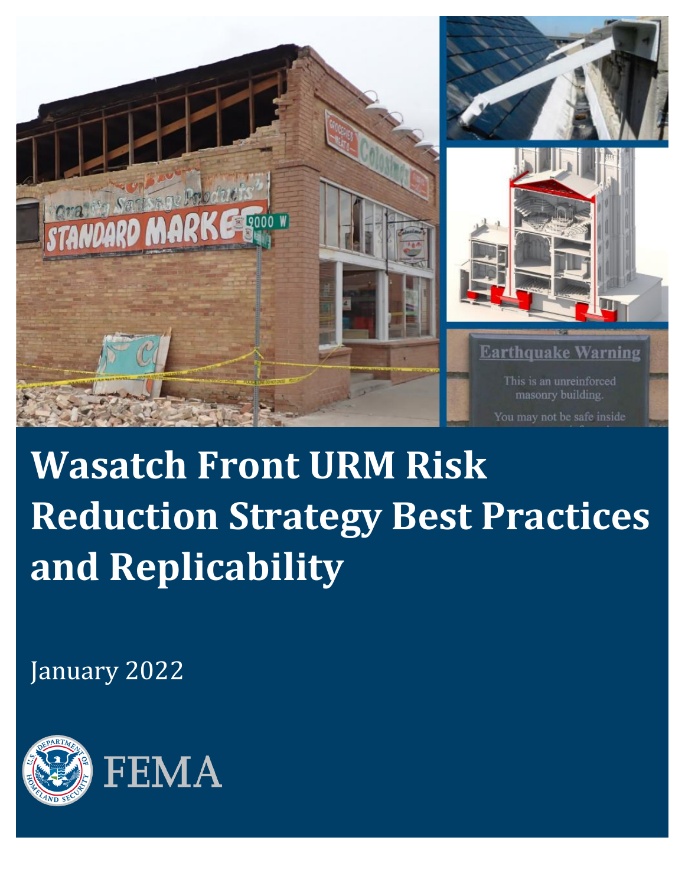# Wasatch Front URM Risk Reduction Strategy Best Practices and Replicability

January 2022

FEMA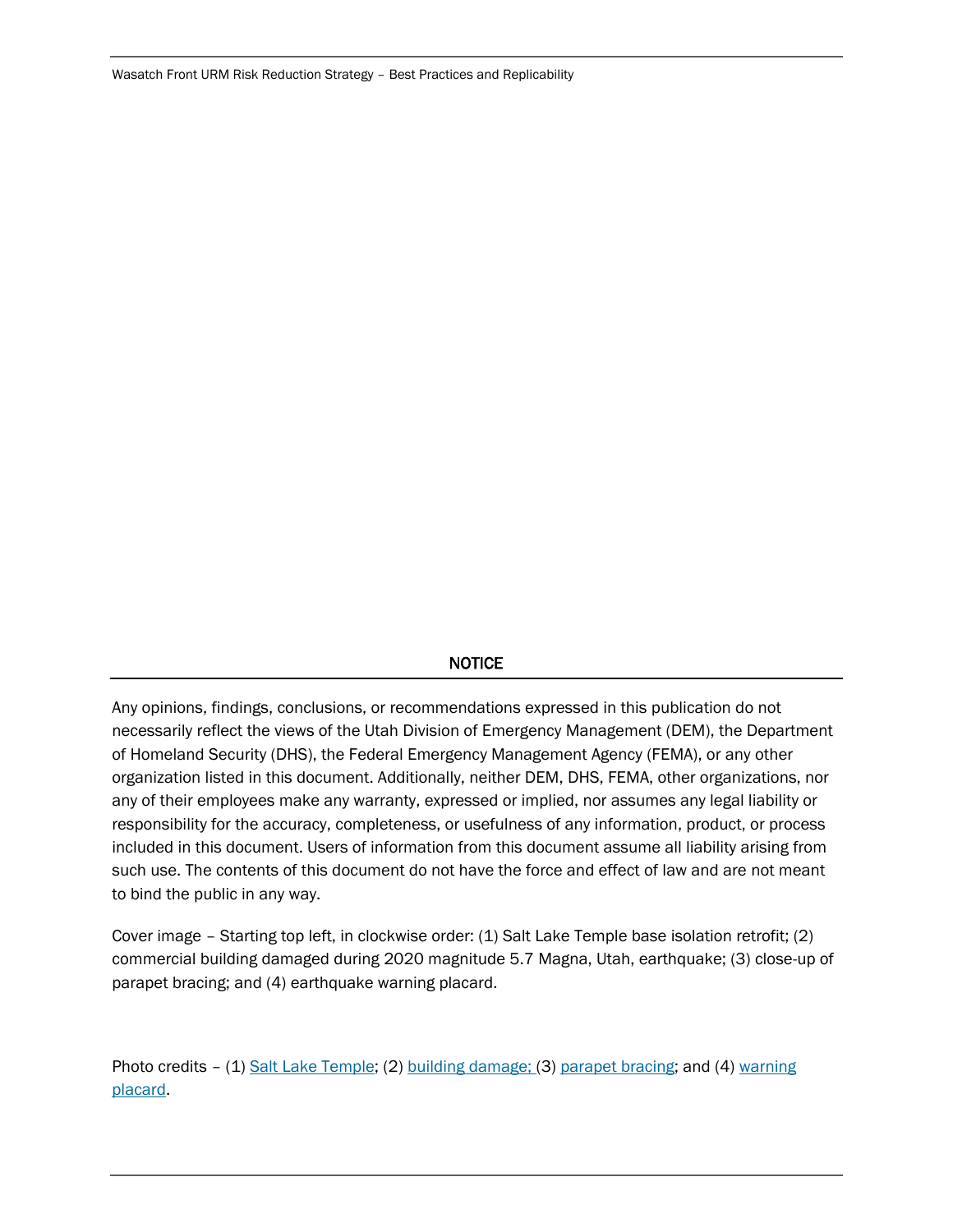## NOTICE

Any opinions, findings, conclusions, or recommendations expressed in this publication do not necessarily reflect the views of the Utah Division of Emergency Management (DEM), the Department of Homeland Security (DHS), the Federal Emergency Management Agency (FEMA), or any other organization listed in this document. Additionally, neither DEM, DHS, FEMA, other organizations, nor any of their employees make any warranty, expressed or implied, nor assumes any legal liability or responsibility for the accuracy, completeness, or usefulness of any information, product, or process included in this document. Users of information from this document assume all liability arising from such use. The contents of this document do not have the force and effect of law and are not meant to bind the public in any way.

Cover image – Starting top left, in clockwise order: (1) Salt Lake Temple base isolation retrofit; (2) commercial building damaged during 2020 magnitude 5.7 Magna, Utah, earthquake; (3) close-up of parapet bracing; and (4) earthquake warning placard.

Photo credits – (1) Salt Lake Temple; (2) building damage; (3) parapet bracing; and (4) warning placard.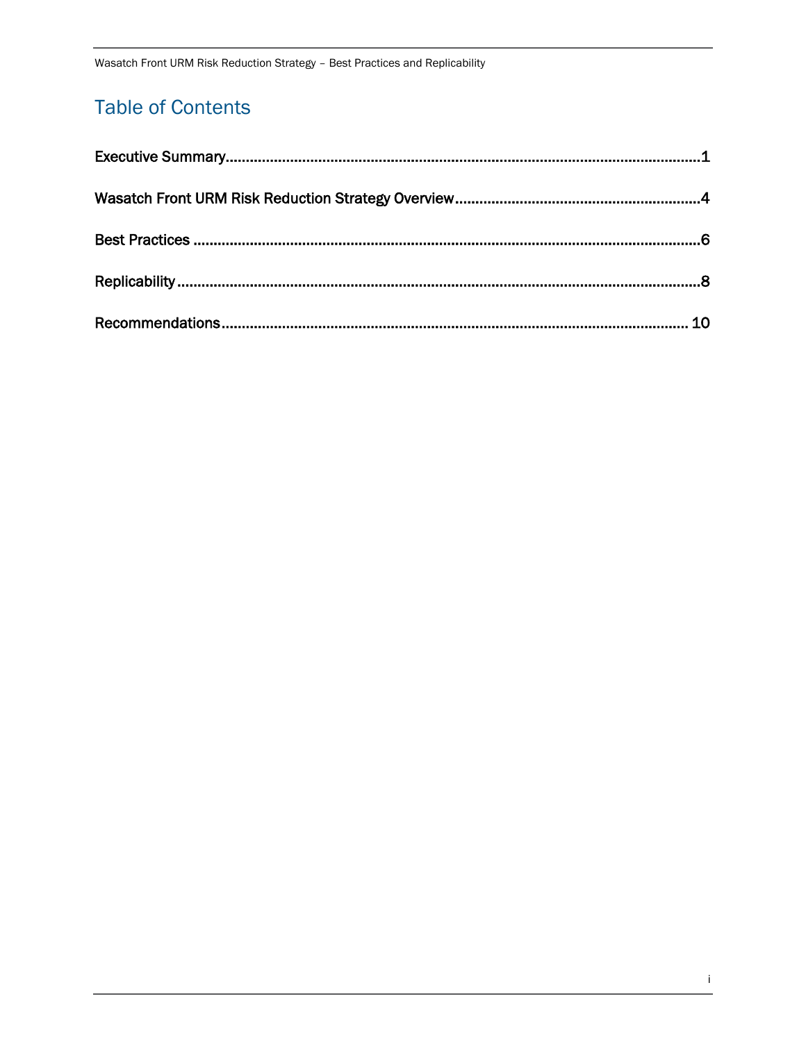# Table of Contents

Executive Summary....................................................................................................................1

Wasatch Front URM Risk Reduction Strategy Overview............................................................4

Best Practices ............................................................................................................................6

Replicability ................................................................................................................................8

Recommendations.................................................................................................................... 10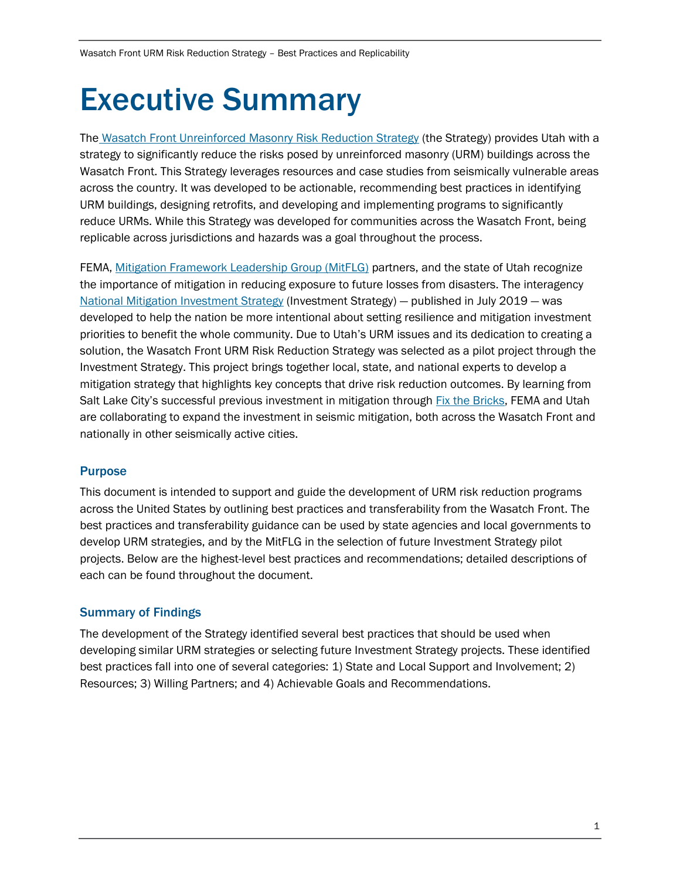# Executive Summary

The Wasatch Front Unreinforced Masonry Risk Reduction Strategy (the Strategy) provides Utah with a strategy to significantly reduce the risks posed by unreinforced masonry (URM) buildings across the Wasatch Front. This Strategy leverages resources and case studies from seismically vulnerable areas across the country. It was developed to be actionable, recommending best practices in identifying URM buildings, designing retrofits, and developing and implementing programs to significantly reduce URMs. While this Strategy was developed for communities across the Wasatch Front, being replicable across jurisdictions and hazards was a goal throughout the process.

FEMA, Mitigation Framework Leadership Group (MitFLG) partners, and the state of Utah recognize the importance of mitigation in reducing exposure to future losses from disasters. The interagency National Mitigation Investment Strategy (Investment Strategy) — published in July 2019 — was developed to help the nation be more intentional about setting resilience and mitigation investment priorities to benefit the whole community. Due to Utah's URM issues and its dedication to creating a solution, the Wasatch Front URM Risk Reduction Strategy was selected as a pilot project through the Investment Strategy. This project brings together local, state, and national experts to develop a mitigation strategy that highlights key concepts that drive risk reduction outcomes. By learning from Salt Lake City's successful previous investment in mitigation through Fix the Bricks, FEMA and Utah are collaborating to expand the investment in seismic mitigation, both across the Wasatch Front and nationally in other seismically active cities.

### Purpose

This document is intended to support and guide the development of URM risk reduction programs across the United States by outlining best practices and transferability from the Wasatch Front. The best practices and transferability guidance can be used by state agencies and local governments to develop URM strategies, and by the MitFLG in the selection of future Investment Strategy pilot projects. Below are the highest-level best practices and recommendations; detailed descriptions of each can be found throughout the document.

### Summary of Findings

The development of the Strategy identified several best practices that should be used when developing similar URM strategies or selecting future Investment Strategy projects. These identified best practices fall into one of several categories: 1) State and Local Support and Involvement; 2) Resources; 3) Willing Partners; and 4) Achievable Goals and Recommendations.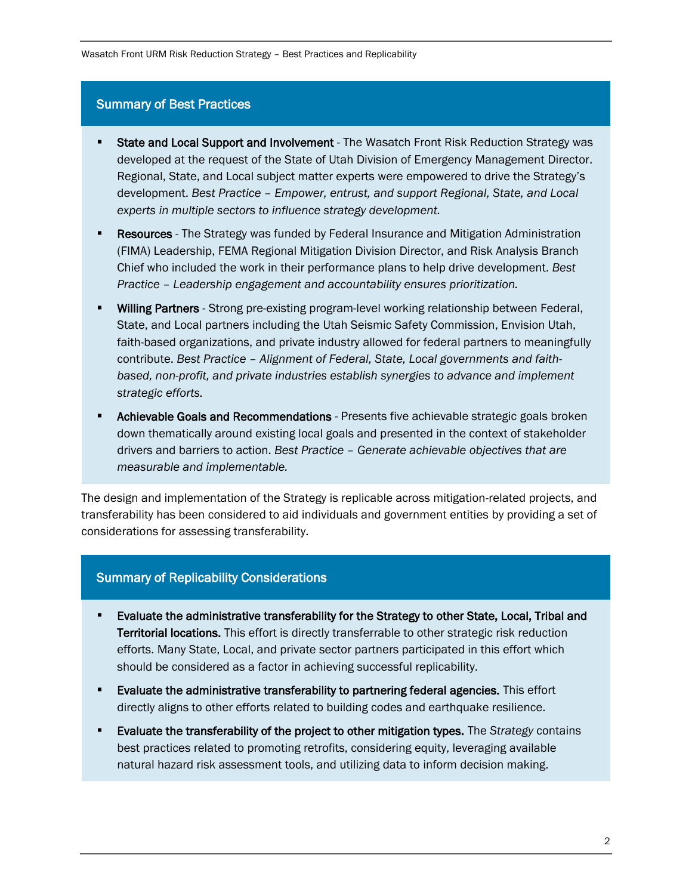## Summary of Best Practices

- **State and Local Support and Involvement** - The Wasatch Front Risk Reduction Strategy was developed at the request of the State of Utah Division of Emergency Management Director. Regional, State, and Local subject matter experts were empowered to drive the Strategy's development. *Best Practice – Empower, entrust, and support Regional, State, and Local experts in multiple sectors to influence strategy development.*
- **Resources** - The Strategy was funded by Federal Insurance and Mitigation Administration (FIMA) Leadership, FEMA Regional Mitigation Division Director, and Risk Analysis Branch Chief who included the work in their performance plans to help drive development. *Best Practice – Leadership engagement and accountability ensures prioritization.*
- **Willing Partners** - Strong pre-existing program-level working relationship between Federal, State, and Local partners including the Utah Seismic Safety Commission, Envision Utah, faith-based organizations, and private industry allowed for federal partners to meaningfully contribute. *Best Practice – Alignment of Federal, State, Local governments and faith-based, non-profit, and private industries establish synergies to advance and implement strategic efforts.*
- **Achievable Goals and Recommendations** - Presents five achievable strategic goals broken down thematically around existing local goals and presented in the context of stakeholder drivers and barriers to action. *Best Practice – Generate achievable objectives that are measurable and implementable.*

The design and implementation of the Strategy is replicable across mitigation-related projects, and transferability has been considered to aid individuals and government entities by providing a set of considerations for assessing transferability.

## Summary of Replicability Considerations

- **Evaluate the administrative transferability for the Strategy to other State, Local, Tribal and Territorial locations.** This effort is directly transferrable to other strategic risk reduction efforts. Many State, Local, and private sector partners participated in this effort which should be considered as a factor in achieving successful replicability.
- **Evaluate the administrative transferability to partnering federal agencies.** This effort directly aligns to other efforts related to building codes and earthquake resilience.
- **Evaluate the transferability of the project to other mitigation types.** The *Strategy* contains best practices related to promoting retrofits, considering equity, leveraging available natural hazard risk assessment tools, and utilizing data to inform decision making.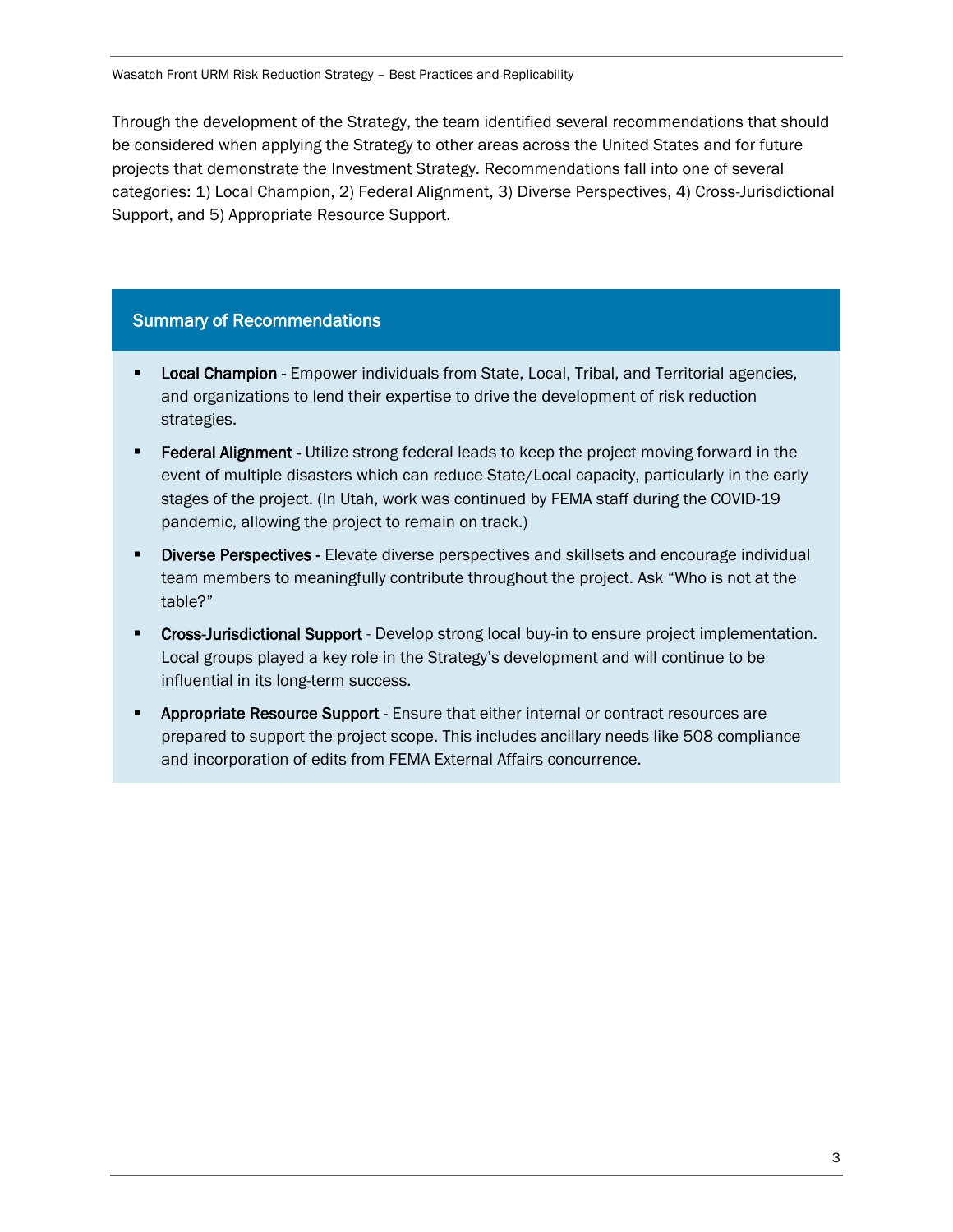Through the development of the Strategy, the team identified several recommendations that should be considered when applying the Strategy to other areas across the United States and for future projects that demonstrate the Investment Strategy. Recommendations fall into one of several categories: 1) Local Champion, 2) Federal Alignment, 3) Diverse Perspectives, 4) Cross-Jurisdictional Support, and 5) Appropriate Resource Support.

### Summary of Recommendations

- **Local Champion** - Empower individuals from State, Local, Tribal, and Territorial agencies, and organizations to lend their expertise to drive the development of risk reduction strategies.
- **Federal Alignment** - Utilize strong federal leads to keep the project moving forward in the event of multiple disasters which can reduce State/Local capacity, particularly in the early stages of the project. (In Utah, work was continued by FEMA staff during the COVID-19 pandemic, allowing the project to remain on track.)
- **Diverse Perspectives** - Elevate diverse perspectives and skillsets and encourage individual team members to meaningfully contribute throughout the project. Ask "Who is not at the table?"
- **Cross-Jurisdictional Support** - Develop strong local buy-in to ensure project implementation. Local groups played a key role in the Strategy's development and will continue to be influential in its long-term success.
- **Appropriate Resource Support** - Ensure that either internal or contract resources are prepared to support the project scope. This includes ancillary needs like 508 compliance and incorporation of edits from FEMA External Affairs concurrence.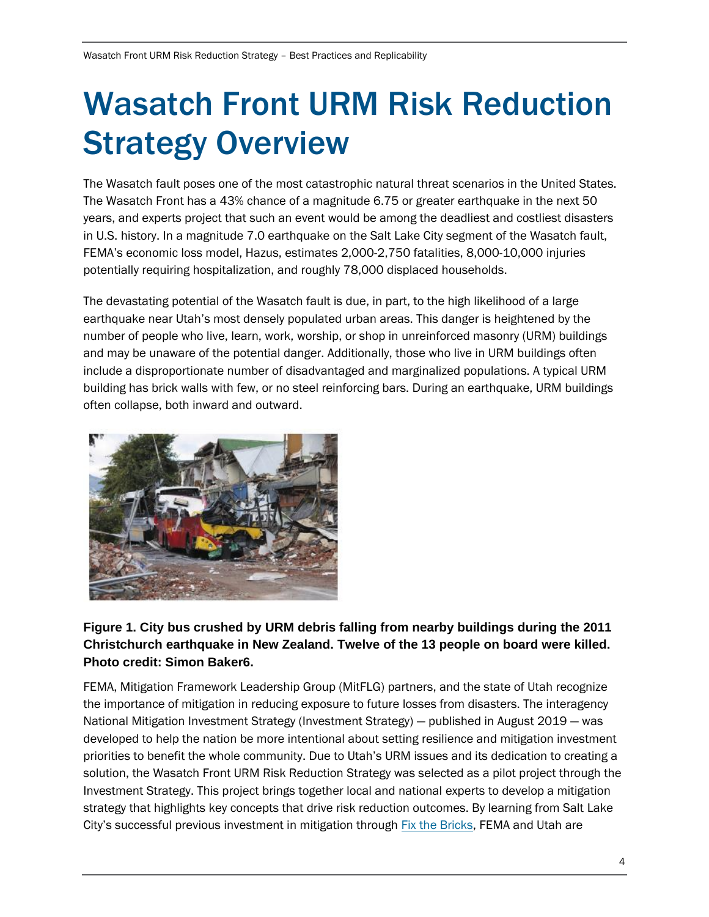# Wasatch Front URM Risk Reduction Strategy Overview

The Wasatch fault poses one of the most catastrophic natural threat scenarios in the United States. The Wasatch Front has a 43% chance of a magnitude 6.75 or greater earthquake in the next 50 years, and experts project that such an event would be among the deadliest and costliest disasters in U.S. history. In a magnitude 7.0 earthquake on the Salt Lake City segment of the Wasatch fault, FEMA's economic loss model, Hazus, estimates 2,000-2,750 fatalities, 8,000-10,000 injuries potentially requiring hospitalization, and roughly 78,000 displaced households.

The devastating potential of the Wasatch fault is due, in part, to the high likelihood of a large earthquake near Utah's most densely populated urban areas. This danger is heightened by the number of people who live, learn, work, worship, or shop in unreinforced masonry (URM) buildings and may be unaware of the potential danger. Additionally, those who live in URM buildings often include a disproportionate number of disadvantaged and marginalized populations. A typical URM building has brick walls with few, or no steel reinforcing bars. During an earthquake, URM buildings often collapse, both inward and outward.

**Figure 1. City bus crushed by URM debris falling from nearby buildings during the 2011 Christchurch earthquake in New Zealand. Twelve of the 13 people on board were killed. Photo credit: Simon Baker6.**

FEMA, Mitigation Framework Leadership Group (MitFLG) partners, and the state of Utah recognize the importance of mitigation in reducing exposure to future losses from disasters. The interagency National Mitigation Investment Strategy (Investment Strategy) — published in August 2019 — was developed to help the nation be more intentional about setting resilience and mitigation investment priorities to benefit the whole community. Due to Utah's URM issues and its dedication to creating a solution, the Wasatch Front URM Risk Reduction Strategy was selected as a pilot project through the Investment Strategy. This project brings together local and national experts to develop a mitigation strategy that highlights key concepts that drive risk reduction outcomes. By learning from Salt Lake City's successful previous investment in mitigation through Fix the Bricks, FEMA and Utah are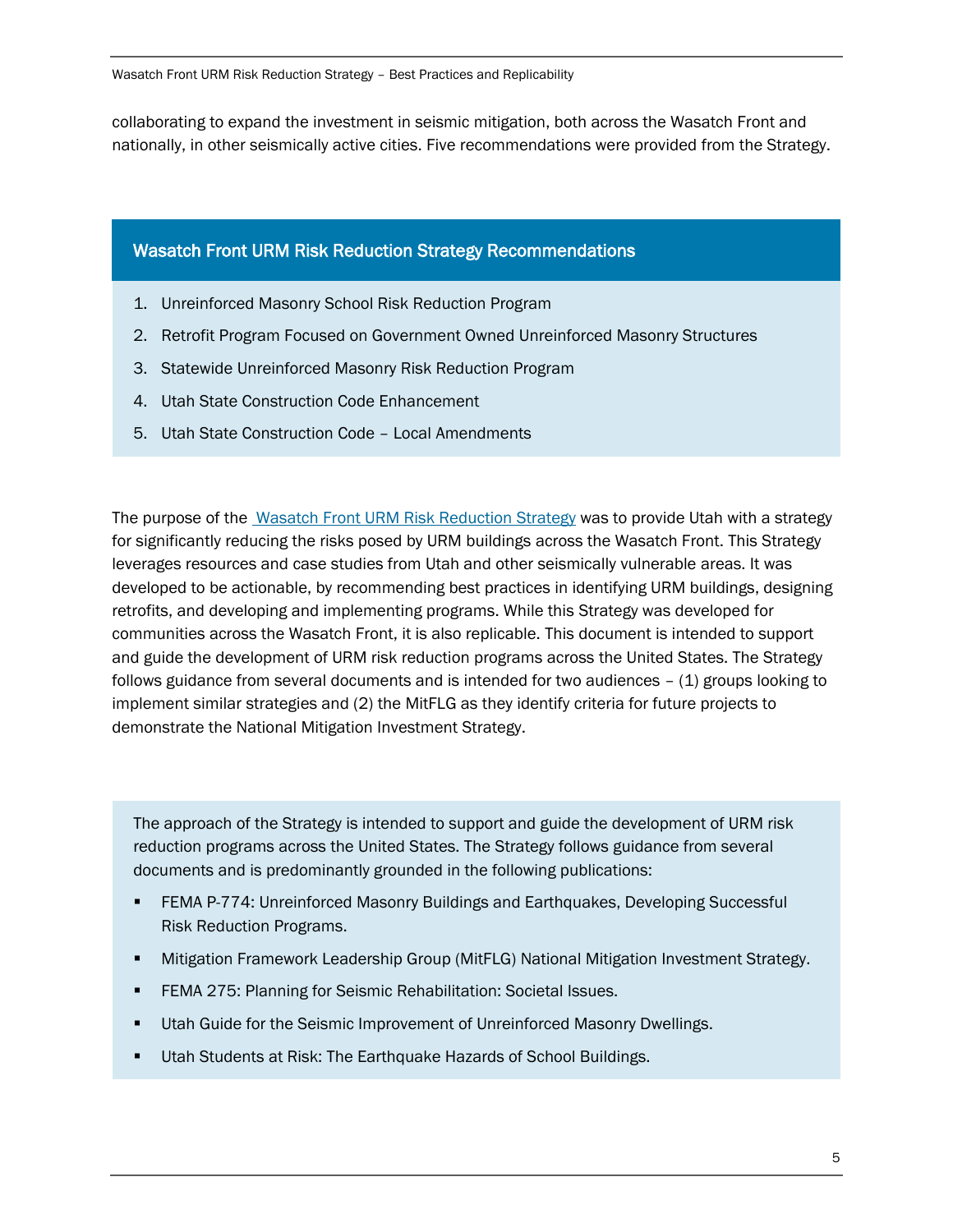collaborating to expand the investment in seismic mitigation, both across the Wasatch Front and nationally, in other seismically active cities. Five recommendations were provided from the Strategy.

### Wasatch Front URM Risk Reduction Strategy Recommendations

1. Unreinforced Masonry School Risk Reduction Program
2. Retrofit Program Focused on Government Owned Unreinforced Masonry Structures
3. Statewide Unreinforced Masonry Risk Reduction Program
4. Utah State Construction Code Enhancement
5. Utah State Construction Code – Local Amendments

The purpose of the Wasatch Front URM Risk Reduction Strategy was to provide Utah with a strategy for significantly reducing the risks posed by URM buildings across the Wasatch Front. This Strategy leverages resources and case studies from Utah and other seismically vulnerable areas. It was developed to be actionable, by recommending best practices in identifying URM buildings, designing retrofits, and developing and implementing programs. While this Strategy was developed for communities across the Wasatch Front, it is also replicable. This document is intended to support and guide the development of URM risk reduction programs across the United States. The Strategy follows guidance from several documents and is intended for two audiences – (1) groups looking to implement similar strategies and (2) the MitFLG as they identify criteria for future projects to demonstrate the National Mitigation Investment Strategy.

The approach of the Strategy is intended to support and guide the development of URM risk reduction programs across the United States. The Strategy follows guidance from several documents and is predominantly grounded in the following publications:

- FEMA P-774: Unreinforced Masonry Buildings and Earthquakes, Developing Successful Risk Reduction Programs.
- Mitigation Framework Leadership Group (MitFLG) National Mitigation Investment Strategy.
- FEMA 275: Planning for Seismic Rehabilitation: Societal Issues.
- Utah Guide for the Seismic Improvement of Unreinforced Masonry Dwellings.
- Utah Students at Risk: The Earthquake Hazards of School Buildings.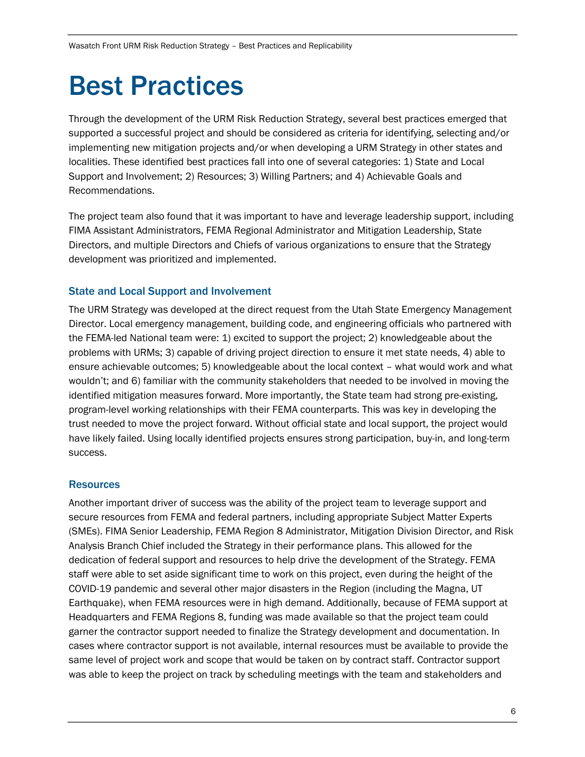# Best Practices

Through the development of the URM Risk Reduction Strategy, several best practices emerged that supported a successful project and should be considered as criteria for identifying, selecting and/or implementing new mitigation projects and/or when developing a URM Strategy in other states and localities. These identified best practices fall into one of several categories: 1) State and Local Support and Involvement; 2) Resources; 3) Willing Partners; and 4) Achievable Goals and Recommendations.

The project team also found that it was important to have and leverage leadership support, including FIMA Assistant Administrators, FEMA Regional Administrator and Mitigation Leadership, State Directors, and multiple Directors and Chiefs of various organizations to ensure that the Strategy development was prioritized and implemented.

### State and Local Support and Involvement

The URM Strategy was developed at the direct request from the Utah State Emergency Management Director. Local emergency management, building code, and engineering officials who partnered with the FEMA-led National team were: 1) excited to support the project; 2) knowledgeable about the problems with URMs; 3) capable of driving project direction to ensure it met state needs, 4) able to ensure achievable outcomes; 5) knowledgeable about the local context – what would work and what wouldn't; and 6) familiar with the community stakeholders that needed to be involved in moving the identified mitigation measures forward. More importantly, the State team had strong pre-existing, program-level working relationships with their FEMA counterparts. This was key in developing the trust needed to move the project forward. Without official state and local support, the project would have likely failed. Using locally identified projects ensures strong participation, buy-in, and long-term success.

### Resources

Another important driver of success was the ability of the project team to leverage support and secure resources from FEMA and federal partners, including appropriate Subject Matter Experts (SMEs). FIMA Senior Leadership, FEMA Region 8 Administrator, Mitigation Division Director, and Risk Analysis Branch Chief included the Strategy in their performance plans. This allowed for the dedication of federal support and resources to help drive the development of the Strategy. FEMA staff were able to set aside significant time to work on this project, even during the height of the COVID-19 pandemic and several other major disasters in the Region (including the Magna, UT Earthquake), when FEMA resources were in high demand. Additionally, because of FEMA support at Headquarters and FEMA Regions 8, funding was made available so that the project team could garner the contractor support needed to finalize the Strategy development and documentation. In cases where contractor support is not available, internal resources must be available to provide the same level of project work and scope that would be taken on by contract staff. Contractor support was able to keep the project on track by scheduling meetings with the team and stakeholders and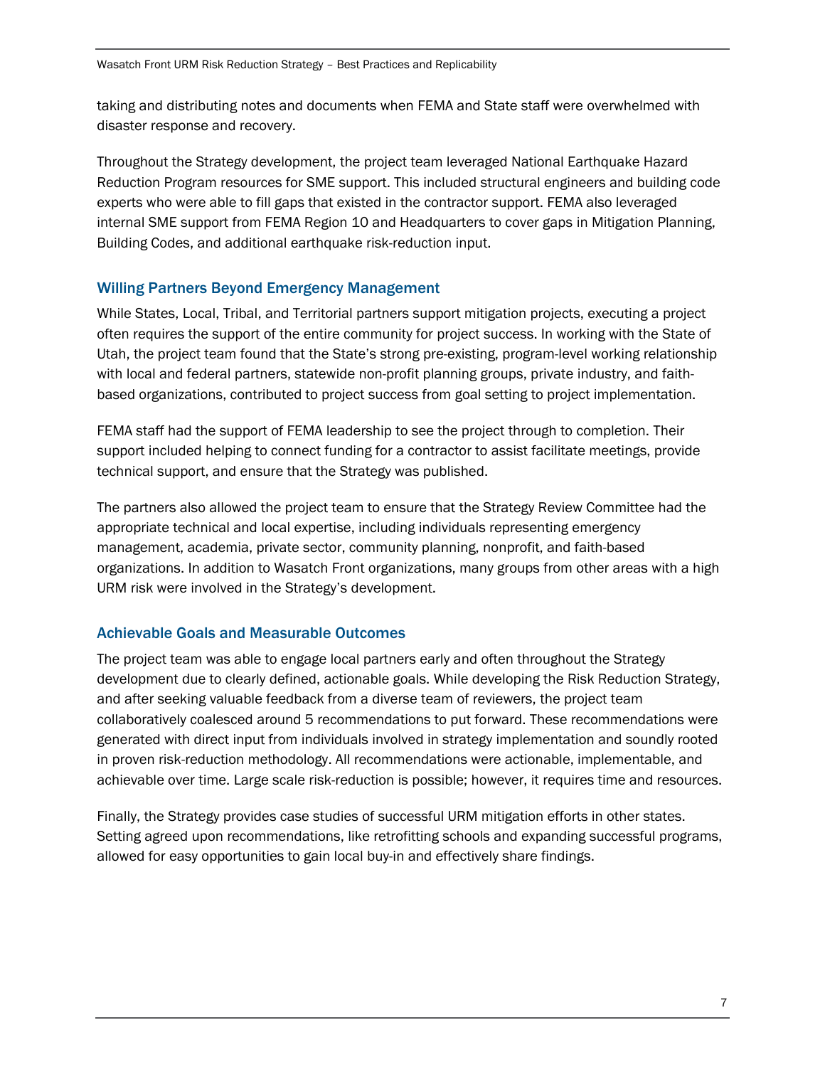taking and distributing notes and documents when FEMA and State staff were overwhelmed with disaster response and recovery.

Throughout the Strategy development, the project team leveraged National Earthquake Hazard Reduction Program resources for SME support. This included structural engineers and building code experts who were able to fill gaps that existed in the contractor support. FEMA also leveraged internal SME support from FEMA Region 10 and Headquarters to cover gaps in Mitigation Planning, Building Codes, and additional earthquake risk-reduction input.

## Willing Partners Beyond Emergency Management

While States, Local, Tribal, and Territorial partners support mitigation projects, executing a project often requires the support of the entire community for project success. In working with the State of Utah, the project team found that the State's strong pre-existing, program-level working relationship with local and federal partners, statewide non-profit planning groups, private industry, and faith-based organizations, contributed to project success from goal setting to project implementation.

FEMA staff had the support of FEMA leadership to see the project through to completion. Their support included helping to connect funding for a contractor to assist facilitate meetings, provide technical support, and ensure that the Strategy was published.

The partners also allowed the project team to ensure that the Strategy Review Committee had the appropriate technical and local expertise, including individuals representing emergency management, academia, private sector, community planning, nonprofit, and faith-based organizations. In addition to Wasatch Front organizations, many groups from other areas with a high URM risk were involved in the Strategy's development.

## Achievable Goals and Measurable Outcomes

The project team was able to engage local partners early and often throughout the Strategy development due to clearly defined, actionable goals. While developing the Risk Reduction Strategy, and after seeking valuable feedback from a diverse team of reviewers, the project team collaboratively coalesced around 5 recommendations to put forward. These recommendations were generated with direct input from individuals involved in strategy implementation and soundly rooted in proven risk-reduction methodology. All recommendations were actionable, implementable, and achievable over time. Large scale risk-reduction is possible; however, it requires time and resources.

Finally, the Strategy provides case studies of successful URM mitigation efforts in other states. Setting agreed upon recommendations, like retrofitting schools and expanding successful programs, allowed for easy opportunities to gain local buy-in and effectively share findings.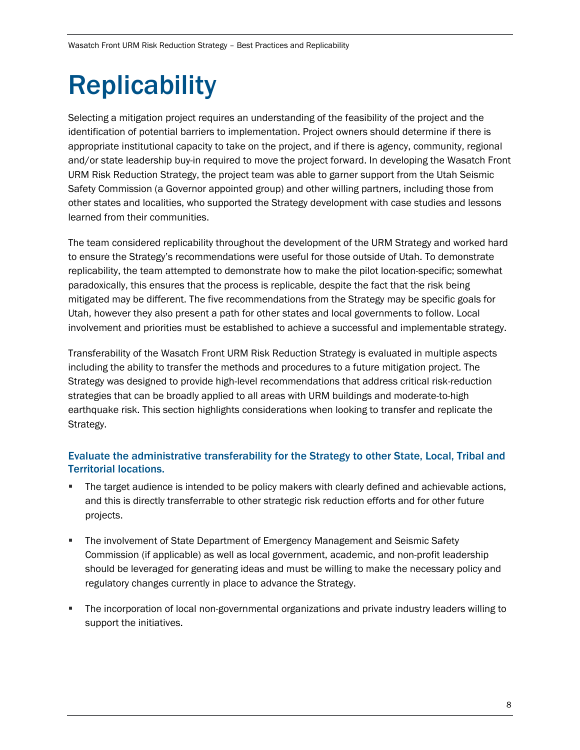# Replicability

Selecting a mitigation project requires an understanding of the feasibility of the project and the identification of potential barriers to implementation. Project owners should determine if there is appropriate institutional capacity to take on the project, and if there is agency, community, regional and/or state leadership buy-in required to move the project forward. In developing the Wasatch Front URM Risk Reduction Strategy, the project team was able to garner support from the Utah Seismic Safety Commission (a Governor appointed group) and other willing partners, including those from other states and localities, who supported the Strategy development with case studies and lessons learned from their communities.

The team considered replicability throughout the development of the URM Strategy and worked hard to ensure the Strategy's recommendations were useful for those outside of Utah. To demonstrate replicability, the team attempted to demonstrate how to make the pilot location-specific; somewhat paradoxically, this ensures that the process is replicable, despite the fact that the risk being mitigated may be different. The five recommendations from the Strategy may be specific goals for Utah, however they also present a path for other states and local governments to follow. Local involvement and priorities must be established to achieve a successful and implementable strategy.

Transferability of the Wasatch Front URM Risk Reduction Strategy is evaluated in multiple aspects including the ability to transfer the methods and procedures to a future mitigation project. The Strategy was designed to provide high-level recommendations that address critical risk-reduction strategies that can be broadly applied to all areas with URM buildings and moderate-to-high earthquake risk. This section highlights considerations when looking to transfer and replicate the Strategy.

### Evaluate the administrative transferability for the Strategy to other State, Local, Tribal and Territorial locations.

- The target audience is intended to be policy makers with clearly defined and achievable actions, and this is directly transferrable to other strategic risk reduction efforts and for other future projects.
- The involvement of State Department of Emergency Management and Seismic Safety Commission (if applicable) as well as local government, academic, and non-profit leadership should be leveraged for generating ideas and must be willing to make the necessary policy and regulatory changes currently in place to advance the Strategy.
- The incorporation of local non-governmental organizations and private industry leaders willing to support the initiatives.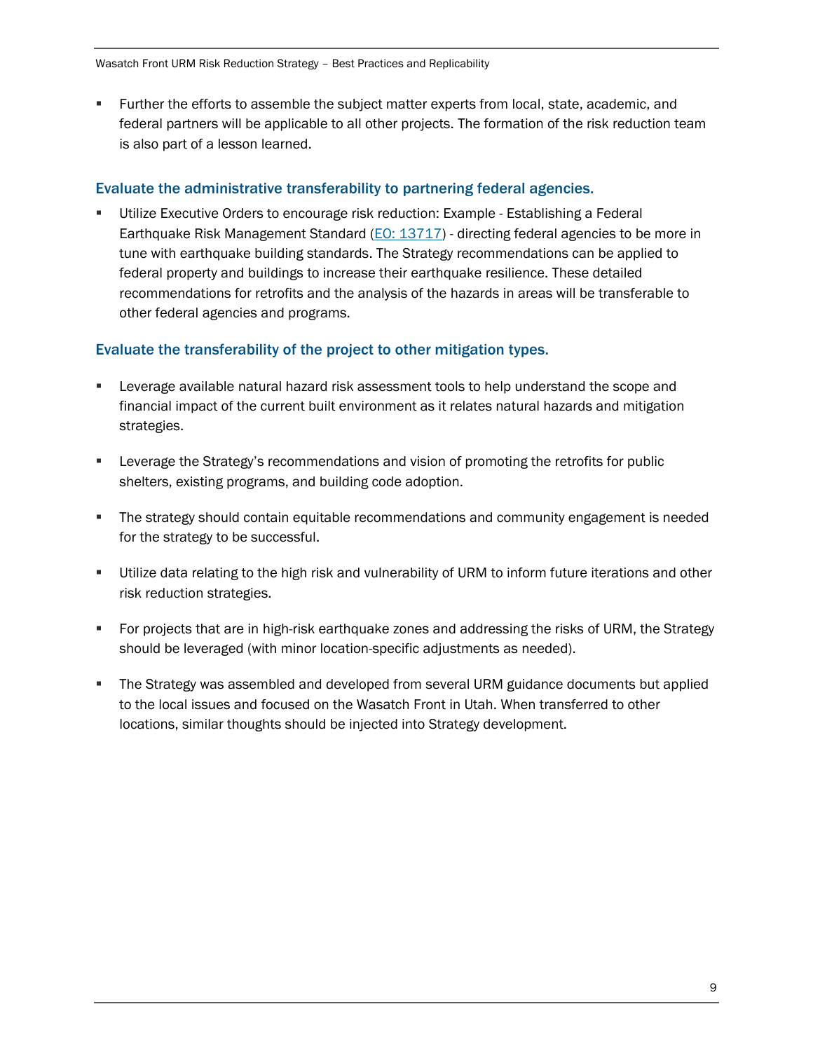- Further the efforts to assemble the subject matter experts from local, state, academic, and federal partners will be applicable to all other projects. The formation of the risk reduction team is also part of a lesson learned.

### Evaluate the administrative transferability to partnering federal agencies.

- Utilize Executive Orders to encourage risk reduction: Example - Establishing a Federal Earthquake Risk Management Standard (EO: 13717) - directing federal agencies to be more in tune with earthquake building standards. The Strategy recommendations can be applied to federal property and buildings to increase their earthquake resilience. These detailed recommendations for retrofits and the analysis of the hazards in areas will be transferable to other federal agencies and programs.

### Evaluate the transferability of the project to other mitigation types.

- Leverage available natural hazard risk assessment tools to help understand the scope and financial impact of the current built environment as it relates natural hazards and mitigation strategies.
- Leverage the Strategy's recommendations and vision of promoting the retrofits for public shelters, existing programs, and building code adoption.
- The strategy should contain equitable recommendations and community engagement is needed for the strategy to be successful.
- Utilize data relating to the high risk and vulnerability of URM to inform future iterations and other risk reduction strategies.
- For projects that are in high-risk earthquake zones and addressing the risks of URM, the Strategy should be leveraged (with minor location-specific adjustments as needed).
- The Strategy was assembled and developed from several URM guidance documents but applied to the local issues and focused on the Wasatch Front in Utah. When transferred to other locations, similar thoughts should be injected into Strategy development.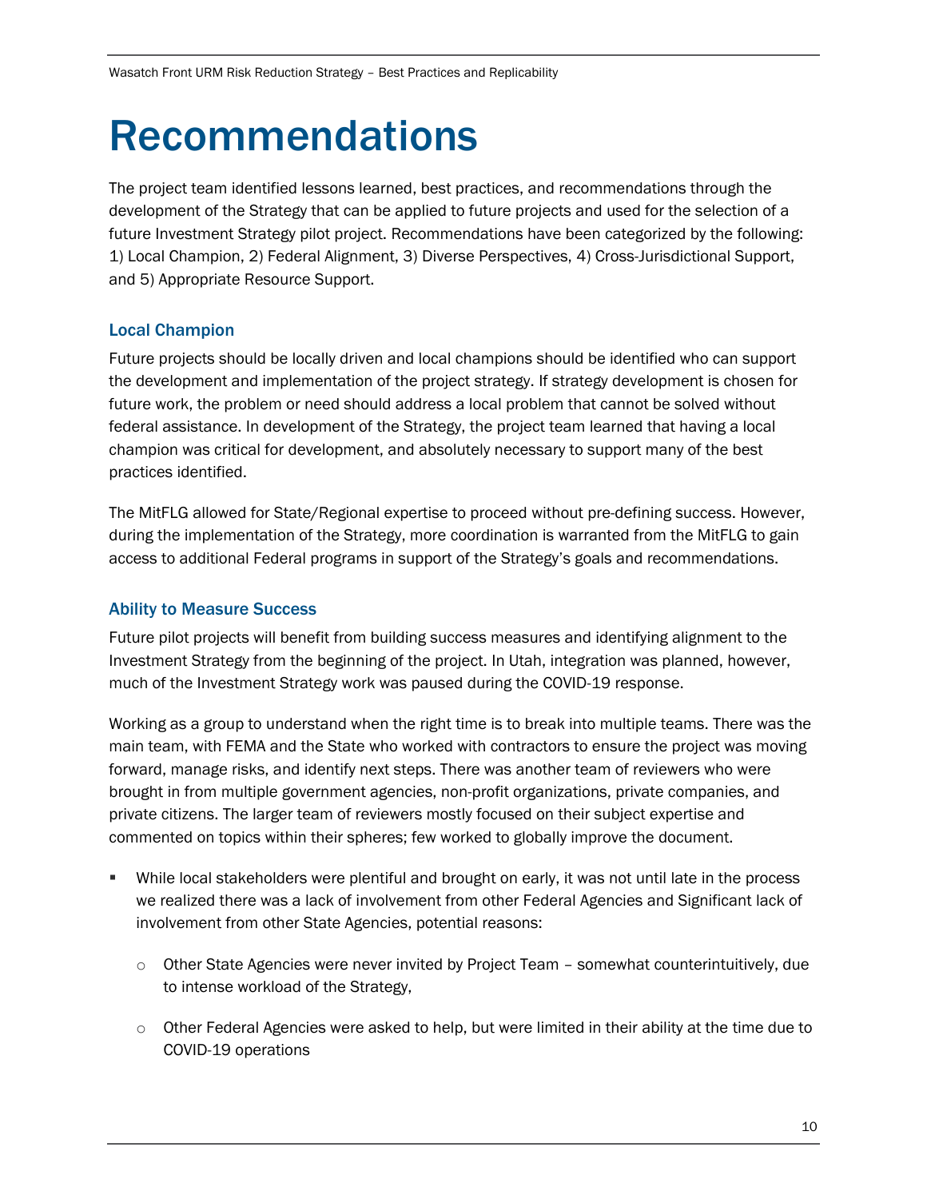# Recommendations

The project team identified lessons learned, best practices, and recommendations through the development of the Strategy that can be applied to future projects and used for the selection of a future Investment Strategy pilot project. Recommendations have been categorized by the following: 1) Local Champion, 2) Federal Alignment, 3) Diverse Perspectives, 4) Cross-Jurisdictional Support, and 5) Appropriate Resource Support.

### Local Champion

Future projects should be locally driven and local champions should be identified who can support the development and implementation of the project strategy. If strategy development is chosen for future work, the problem or need should address a local problem that cannot be solved without federal assistance. In development of the Strategy, the project team learned that having a local champion was critical for development, and absolutely necessary to support many of the best practices identified.

The MitFLG allowed for State/Regional expertise to proceed without pre-defining success. However, during the implementation of the Strategy, more coordination is warranted from the MitFLG to gain access to additional Federal programs in support of the Strategy's goals and recommendations.

### Ability to Measure Success

Future pilot projects will benefit from building success measures and identifying alignment to the Investment Strategy from the beginning of the project. In Utah, integration was planned, however, much of the Investment Strategy work was paused during the COVID-19 response.

Working as a group to understand when the right time is to break into multiple teams. There was the main team, with FEMA and the State who worked with contractors to ensure the project was moving forward, manage risks, and identify next steps. There was another team of reviewers who were brought in from multiple government agencies, non-profit organizations, private companies, and private citizens. The larger team of reviewers mostly focused on their subject expertise and commented on topics within their spheres; few worked to globally improve the document.

- While local stakeholders were plentiful and brought on early, it was not until late in the process we realized there was a lack of involvement from other Federal Agencies and Significant lack of involvement from other State Agencies, potential reasons:
    - Other State Agencies were never invited by Project Team – somewhat counterintuitively, due to intense workload of the Strategy,
    - Other Federal Agencies were asked to help, but were limited in their ability at the time due to COVID-19 operations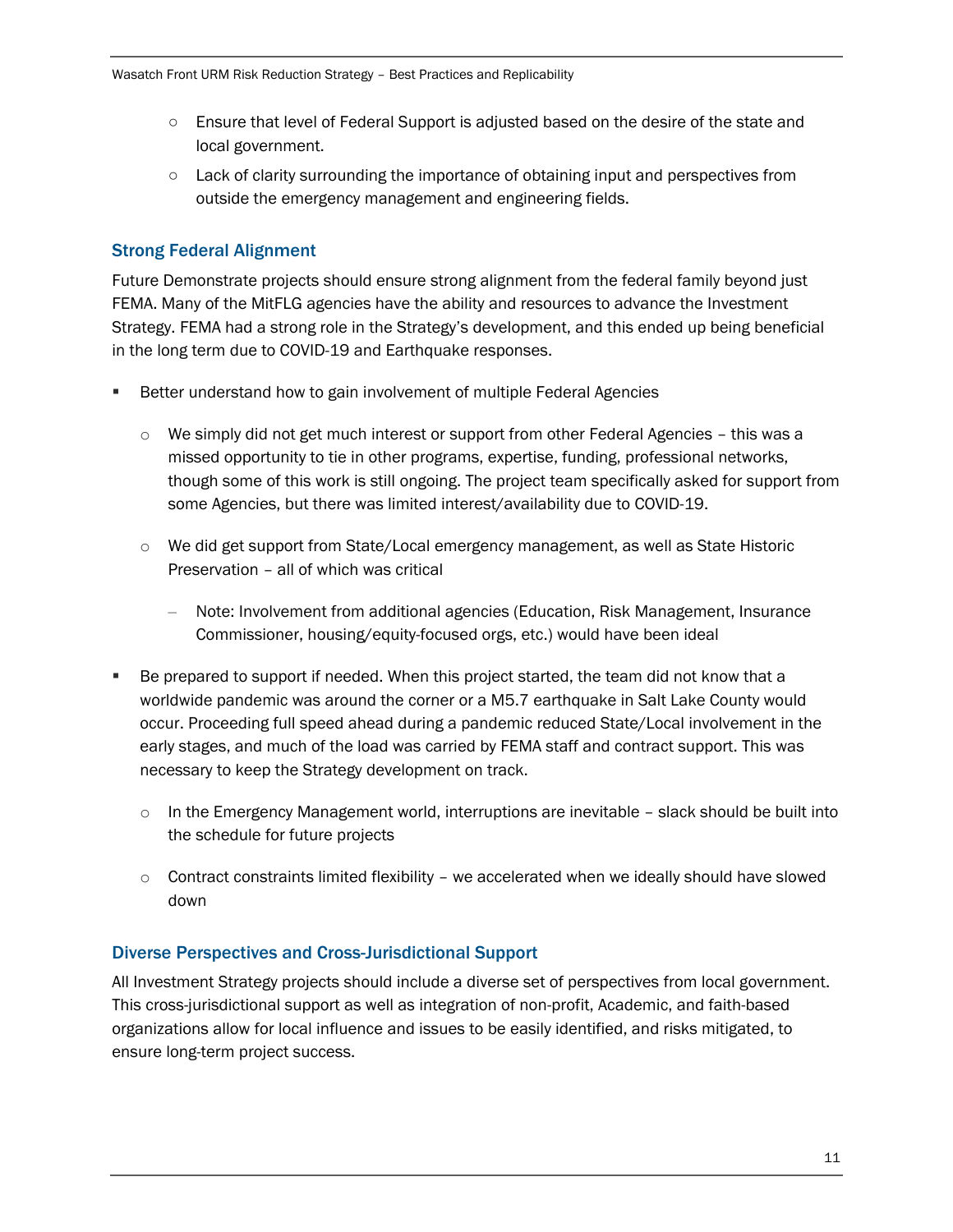- Ensure that level of Federal Support is adjusted based on the desire of the state and local government.
    - Lack of clarity surrounding the importance of obtaining input and perspectives from outside the emergency management and engineering fields.

### Strong Federal Alignment

Future Demonstrate projects should ensure strong alignment from the federal family beyond just FEMA. Many of the MitFLG agencies have the ability and resources to advance the Investment Strategy. FEMA had a strong role in the Strategy's development, and this ended up being beneficial in the long term due to COVID-19 and Earthquake responses.

- Better understand how to gain involvement of multiple Federal Agencies
    - We simply did not get much interest or support from other Federal Agencies – this was a missed opportunity to tie in other programs, expertise, funding, professional networks, though some of this work is still ongoing. The project team specifically asked for support from some Agencies, but there was limited interest/availability due to COVID-19.
    - We did get support from State/Local emergency management, as well as State Historic Preservation – all of which was critical
        - Note: Involvement from additional agencies (Education, Risk Management, Insurance Commissioner, housing/equity-focused orgs, etc.) would have been ideal
- Be prepared to support if needed. When this project started, the team did not know that a worldwide pandemic was around the corner or a M5.7 earthquake in Salt Lake County would occur. Proceeding full speed ahead during a pandemic reduced State/Local involvement in the early stages, and much of the load was carried by FEMA staff and contract support. This was necessary to keep the Strategy development on track.
    - In the Emergency Management world, interruptions are inevitable – slack should be built into the schedule for future projects
    - Contract constraints limited flexibility – we accelerated when we ideally should have slowed down

### Diverse Perspectives and Cross-Jurisdictional Support

All Investment Strategy projects should include a diverse set of perspectives from local government. This cross-jurisdictional support as well as integration of non-profit, Academic, and faith-based organizations allow for local influence and issues to be easily identified, and risks mitigated, to ensure long-term project success.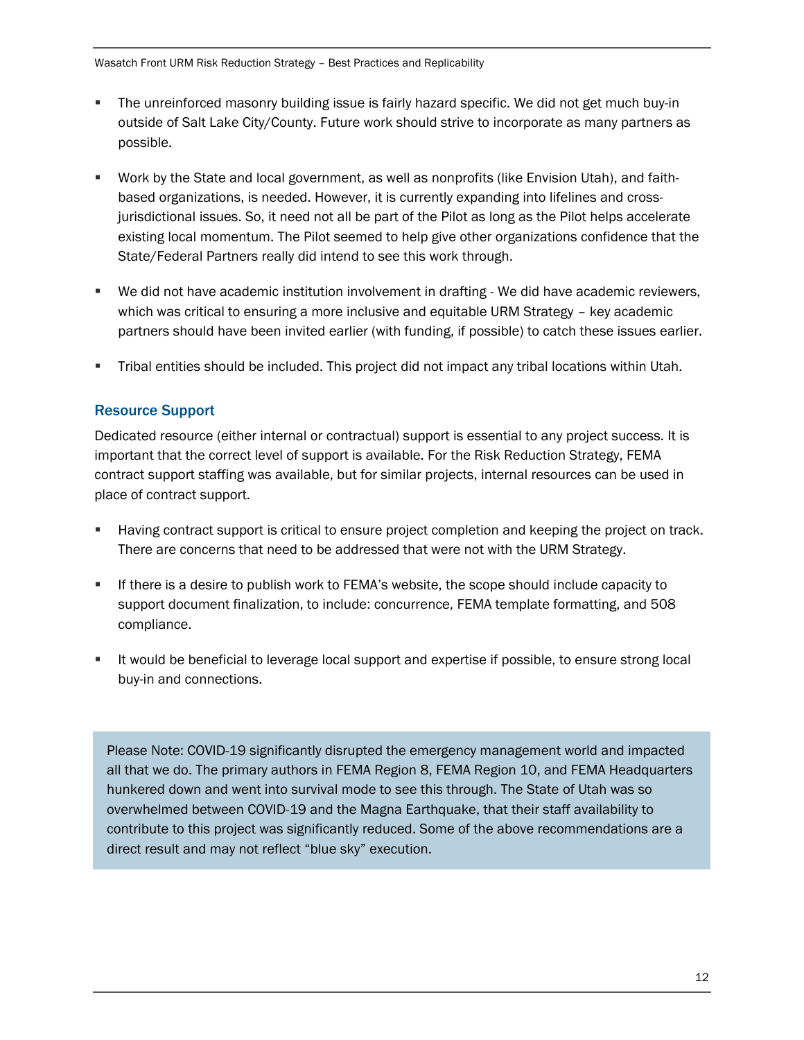- The unreinforced masonry building issue is fairly hazard specific. We did not get much buy-in outside of Salt Lake City/County. Future work should strive to incorporate as many partners as possible.

- Work by the State and local government, as well as nonprofits (like Envision Utah), and faith-based organizations, is needed. However, it is currently expanding into lifelines and cross-jurisdictional issues. So, it need not all be part of the Pilot as long as the Pilot helps accelerate existing local momentum. The Pilot seemed to help give other organizations confidence that the State/Federal Partners really did intend to see this work through.

- We did not have academic institution involvement in drafting - We did have academic reviewers, which was critical to ensuring a more inclusive and equitable URM Strategy – key academic partners should have been invited earlier (with funding, if possible) to catch these issues earlier.

- Tribal entities should be included. This project did not impact any tribal locations within Utah.

### Resource Support

Dedicated resource (either internal or contractual) support is essential to any project success. It is important that the correct level of support is available. For the Risk Reduction Strategy, FEMA contract support staffing was available, but for similar projects, internal resources can be used in place of contract support.

- Having contract support is critical to ensure project completion and keeping the project on track. There are concerns that need to be addressed that were not with the URM Strategy.

- If there is a desire to publish work to FEMA's website, the scope should include capacity to support document finalization, to include: concurrence, FEMA template formatting, and 508 compliance.

- It would be beneficial to leverage local support and expertise if possible, to ensure strong local buy-in and connections.

> Please Note: COVID-19 significantly disrupted the emergency management world and impacted all that we do. The primary authors in FEMA Region 8, FEMA Region 10, and FEMA Headquarters hunkered down and went into survival mode to see this through. The State of Utah was so overwhelmed between COVID-19 and the Magna Earthquake, that their staff availability to contribute to this project was significantly reduced. Some of the above recommendations are a direct result and may not reflect "blue sky" execution.